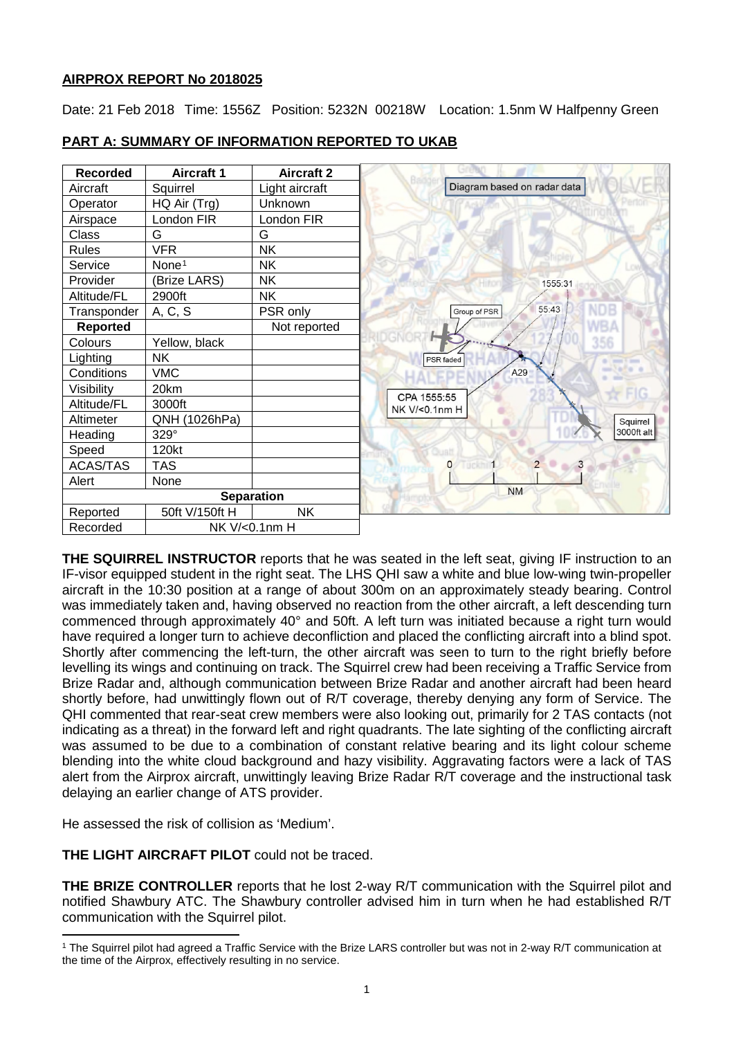**AIRPROX REPORT No 2018025**

Date: 21 Feb 2018 Time: 1556Z Position: 5232N 00218W Location: 1.5nm W Halfpenny Green

**PART A: SUMMARY OF INFORMATION REPORTED TO UKAB**

| Recorded | Aircraft 1 | Aircraft 2 |
|---|---|---|
| Aircraft | Squirrel | Light aircraft |
| Operator | HQ Air (Trg) | Unknown |
| Airspace | London FIR | London FIR |
| Class | G | G |
| Rules | VFR | NK |
| Service | None[1] | NK |
| Provider | (Brize LARS) | NK |
| Altitude/FL | 2900ft | NK |
| Transponder | A, C, S | PSR only |
| **Reported** | | Not reported |
| Colours | Yellow, black | |
| Lighting | NK | |
| Conditions | VMC | |
| Visibility | 20km | |
| Altitude/FL | 3000ft | |
| Altimeter | QNH (1026hPa) | |
| Heading | 329° | |
| Speed | 120kt | |
| ACAS/TAS | TAS | |
| Alert | None | |
| **Separation** | | |
| Reported | 50ft V/150ft H | NK |
| Recorded | NK V/<0.1nm H | |

**THE SQUIRREL INSTRUCTOR** reports that he was seated in the left seat, giving IF instruction to an IF-visor equipped student in the right seat. The LHS QHI saw a white and blue low-wing twin-propeller aircraft in the 10:30 position at a range of about 300m on an approximately steady bearing. Control was immediately taken and, having observed no reaction from the other aircraft, a left descending turn commenced through approximately 40° and 50ft. A left turn was initiated because a right turn would have required a longer turn to achieve deconfliction and placed the conflicting aircraft into a blind spot. Shortly after commencing the left-turn, the other aircraft was seen to turn to the right briefly before levelling its wings and continuing on track. The Squirrel crew had been receiving a Traffic Service from Brize Radar and, although communication between Brize Radar and another aircraft had been heard shortly before, had unwittingly flown out of R/T coverage, thereby denying any form of Service. The QHI commented that rear-seat crew members were also looking out, primarily for 2 TAS contacts (not indicating as a threat) in the forward left and right quadrants. The late sighting of the conflicting aircraft was assumed to be due to a combination of constant relative bearing and its light colour scheme blending into the white cloud background and hazy visibility. Aggravating factors were a lack of TAS alert from the Airprox aircraft, unwittingly leaving Brize Radar R/T coverage and the instructional task delaying an earlier change of ATS provider.

He assessed the risk of collision as 'Medium'.

**THE LIGHT AIRCRAFT PILOT** could not be traced.

**THE BRIZE CONTROLLER** reports that he lost 2-way R/T communication with the Squirrel pilot and notified Shawbury ATC. The Shawbury controller advised him in turn when he had established R/T communication with the Squirrel pilot.

[1] The Squirrel pilot had agreed a Traffic Service with the Brize LARS controller but was not in 2-way R/T communication at the time of the Airprox, effectively resulting in no service.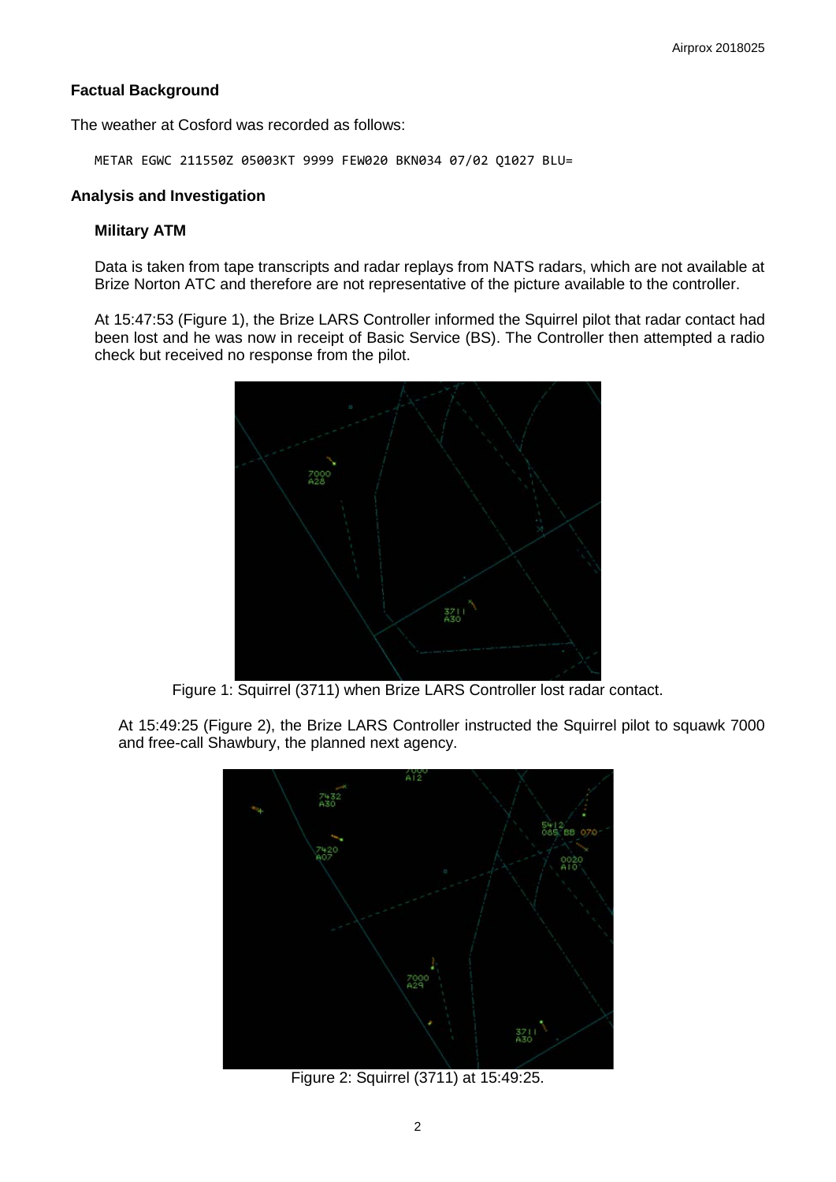## Factual Background

The weather at Cosford was recorded as follows:

```
METAR EGWC 211550Z 05003KT 9999 FEW020 BKN034 07/02 Q1027 BLU=
```

## Analysis and Investigation

### Military ATM

Data is taken from tape transcripts and radar replays from NATS radars, which are not available at Brize Norton ATC and therefore are not representative of the picture available to the controller.

At 15:47:53 (Figure 1), the Brize LARS Controller informed the Squirrel pilot that radar contact had been lost and he was now in receipt of Basic Service (BS). The Controller then attempted a radio check but received no response from the pilot.

Figure 1: Squirrel (3711) when Brize LARS Controller lost radar contact.

At 15:49:25 (Figure 2), the Brize LARS Controller instructed the Squirrel pilot to squawk 7000 and free-call Shawbury, the planned next agency.

Figure 2: Squirrel (3711) at 15:49:25.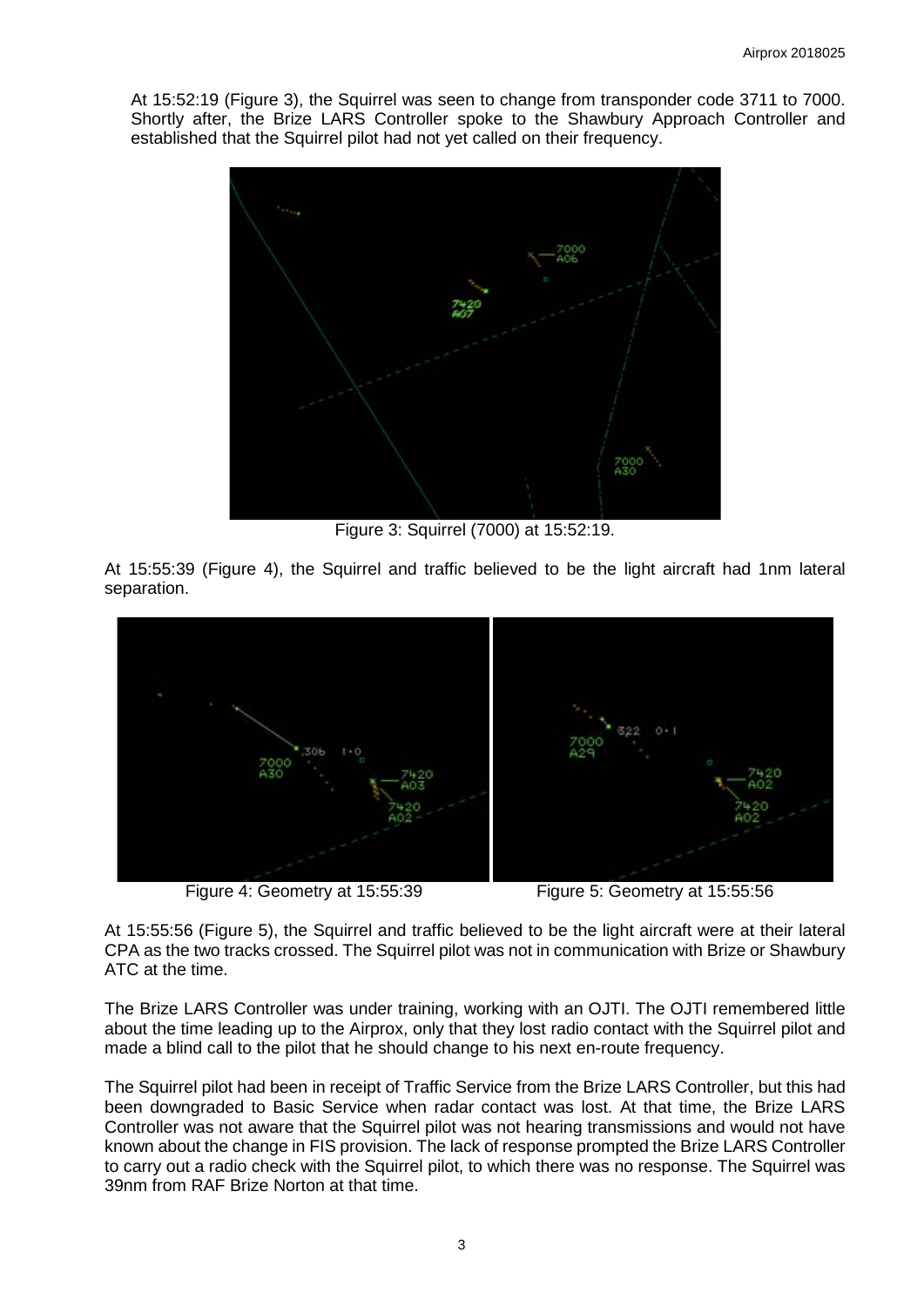At 15:52:19 (Figure 3), the Squirrel was seen to change from transponder code 3711 to 7000. Shortly after, the Brize LARS Controller spoke to the Shawbury Approach Controller and established that the Squirrel pilot had not yet called on their frequency.

Figure 3: Squirrel (7000) at 15:52:19.

At 15:55:39 (Figure 4), the Squirrel and traffic believed to be the light aircraft had 1nm lateral separation.

Figure 4: Geometry at 15:55:39

Figure 5: Geometry at 15:55:56

At 15:55:56 (Figure 5), the Squirrel and traffic believed to be the light aircraft were at their lateral CPA as the two tracks crossed. The Squirrel pilot was not in communication with Brize or Shawbury ATC at the time.

The Brize LARS Controller was under training, working with an OJTI. The OJTI remembered little about the time leading up to the Airprox, only that they lost radio contact with the Squirrel pilot and made a blind call to the pilot that he should change to his next en-route frequency.

The Squirrel pilot had been in receipt of Traffic Service from the Brize LARS Controller, but this had been downgraded to Basic Service when radar contact was lost. At that time, the Brize LARS Controller was not aware that the Squirrel pilot was not hearing transmissions and would not have known about the change in FIS provision. The lack of response prompted the Brize LARS Controller to carry out a radio check with the Squirrel pilot, to which there was no response. The Squirrel was 39nm from RAF Brize Norton at that time.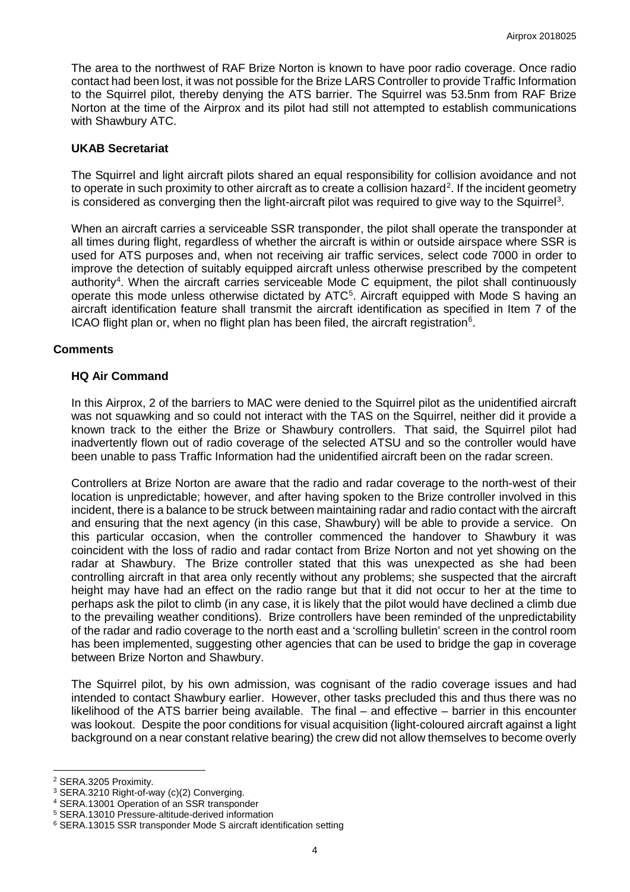The area to the northwest of RAF Brize Norton is known to have poor radio coverage. Once radio contact had been lost, it was not possible for the Brize LARS Controller to provide Traffic Information to the Squirrel pilot, thereby denying the ATS barrier. The Squirrel was 53.5nm from RAF Brize Norton at the time of the Airprox and its pilot had still not attempted to establish communications with Shawbury ATC.

### UKAB Secretariat

The Squirrel and light aircraft pilots shared an equal responsibility for collision avoidance and not to operate in such proximity to other aircraft as to create a collision hazard[2]. If the incident geometry is considered as converging then the light-aircraft pilot was required to give way to the Squirrel[3].

When an aircraft carries a serviceable SSR transponder, the pilot shall operate the transponder at all times during flight, regardless of whether the aircraft is within or outside airspace where SSR is used for ATS purposes and, when not receiving air traffic services, select code 7000 in order to improve the detection of suitably equipped aircraft unless otherwise prescribed by the competent authority[4]. When the aircraft carries serviceable Mode C equipment, the pilot shall continuously operate this mode unless otherwise dictated by ATC[5]. Aircraft equipped with Mode S having an aircraft identification feature shall transmit the aircraft identification as specified in Item 7 of the ICAO flight plan or, when no flight plan has been filed, the aircraft registration[6].

## Comments

### HQ Air Command

In this Airprox, 2 of the barriers to MAC were denied to the Squirrel pilot as the unidentified aircraft was not squawking and so could not interact with the TAS on the Squirrel, neither did it provide a known track to the either the Brize or Shawbury controllers. That said, the Squirrel pilot had inadvertently flown out of radio coverage of the selected ATSU and so the controller would have been unable to pass Traffic Information had the unidentified aircraft been on the radar screen.

Controllers at Brize Norton are aware that the radio and radar coverage to the north-west of their location is unpredictable; however, and after having spoken to the Brize controller involved in this incident, there is a balance to be struck between maintaining radar and radio contact with the aircraft and ensuring that the next agency (in this case, Shawbury) will be able to provide a service. On this particular occasion, when the controller commenced the handover to Shawbury it was coincident with the loss of radio and radar contact from Brize Norton and not yet showing on the radar at Shawbury. The Brize controller stated that this was unexpected as she had been controlling aircraft in that area only recently without any problems; she suspected that the aircraft height may have had an effect on the radio range but that it did not occur to her at the time to perhaps ask the pilot to climb (in any case, it is likely that the pilot would have declined a climb due to the prevailing weather conditions). Brize controllers have been reminded of the unpredictability of the radar and radio coverage to the north east and a 'scrolling bulletin' screen in the control room has been implemented, suggesting other agencies that can be used to bridge the gap in coverage between Brize Norton and Shawbury.

The Squirrel pilot, by his own admission, was cognisant of the radio coverage issues and had intended to contact Shawbury earlier. However, other tasks precluded this and thus there was no likelihood of the ATS barrier being available. The final – and effective – barrier in this encounter was lookout. Despite the poor conditions for visual acquisition (light-coloured aircraft against a light background on a near constant relative bearing) the crew did not allow themselves to become overly

---

[2] SERA.3205 Proximity.

[3] SERA.3210 Right-of-way (c)(2) Converging.

[4] SERA.13001 Operation of an SSR transponder

[5] SERA.13010 Pressure-altitude-derived information

[6] SERA.13015 SSR transponder Mode S aircraft identification setting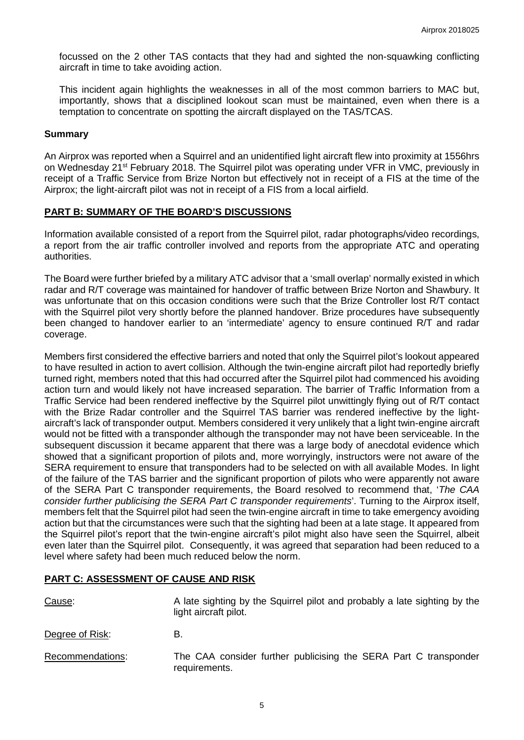focussed on the 2 other TAS contacts that they had and sighted the non-squawking conflicting aircraft in time to take avoiding action.

This incident again highlights the weaknesses in all of the most common barriers to MAC but, importantly, shows that a disciplined lookout scan must be maintained, even when there is a temptation to concentrate on spotting the aircraft displayed on the TAS/TCAS.

### Summary

An Airprox was reported when a Squirrel and an unidentified light aircraft flew into proximity at 1556hrs on Wednesday 21st February 2018. The Squirrel pilot was operating under VFR in VMC, previously in receipt of a Traffic Service from Brize Norton but effectively not in receipt of a FIS at the time of the Airprox; the light-aircraft pilot was not in receipt of a FIS from a local airfield.

## PART B: SUMMARY OF THE BOARD'S DISCUSSIONS

Information available consisted of a report from the Squirrel pilot, radar photographs/video recordings, a report from the air traffic controller involved and reports from the appropriate ATC and operating authorities.

The Board were further briefed by a military ATC advisor that a 'small overlap' normally existed in which radar and R/T coverage was maintained for handover of traffic between Brize Norton and Shawbury. It was unfortunate that on this occasion conditions were such that the Brize Controller lost R/T contact with the Squirrel pilot very shortly before the planned handover. Brize procedures have subsequently been changed to handover earlier to an 'intermediate' agency to ensure continued R/T and radar coverage.

Members first considered the effective barriers and noted that only the Squirrel pilot's lookout appeared to have resulted in action to avert collision. Although the twin-engine aircraft pilot had reportedly briefly turned right, members noted that this had occurred after the Squirrel pilot had commenced his avoiding action turn and would likely not have increased separation. The barrier of Traffic Information from a Traffic Service had been rendered ineffective by the Squirrel pilot unwittingly flying out of R/T contact with the Brize Radar controller and the Squirrel TAS barrier was rendered ineffective by the light-aircraft's lack of transponder output. Members considered it very unlikely that a light twin-engine aircraft would not be fitted with a transponder although the transponder may not have been serviceable. In the subsequent discussion it became apparent that there was a large body of anecdotal evidence which showed that a significant proportion of pilots and, more worryingly, instructors were not aware of the SERA requirement to ensure that transponders had to be selected on with all available Modes. In light of the failure of the TAS barrier and the significant proportion of pilots who were apparently not aware of the SERA Part C transponder requirements, the Board resolved to recommend that, '*The CAA consider further publicising the SERA Part C transponder requirements*'. Turning to the Airprox itself, members felt that the Squirrel pilot had seen the twin-engine aircraft in time to take emergency avoiding action but that the circumstances were such that the sighting had been at a late stage. It appeared from the Squirrel pilot's report that the twin-engine aircraft's pilot might also have seen the Squirrel, albeit even later than the Squirrel pilot. Consequently, it was agreed that separation had been reduced to a level where safety had been much reduced below the norm.

## PART C: ASSESSMENT OF CAUSE AND RISK

Cause: A late sighting by the Squirrel pilot and probably a late sighting by the light aircraft pilot.

Degree of Risk: B.

Recommendations: The CAA consider further publicising the SERA Part C transponder requirements.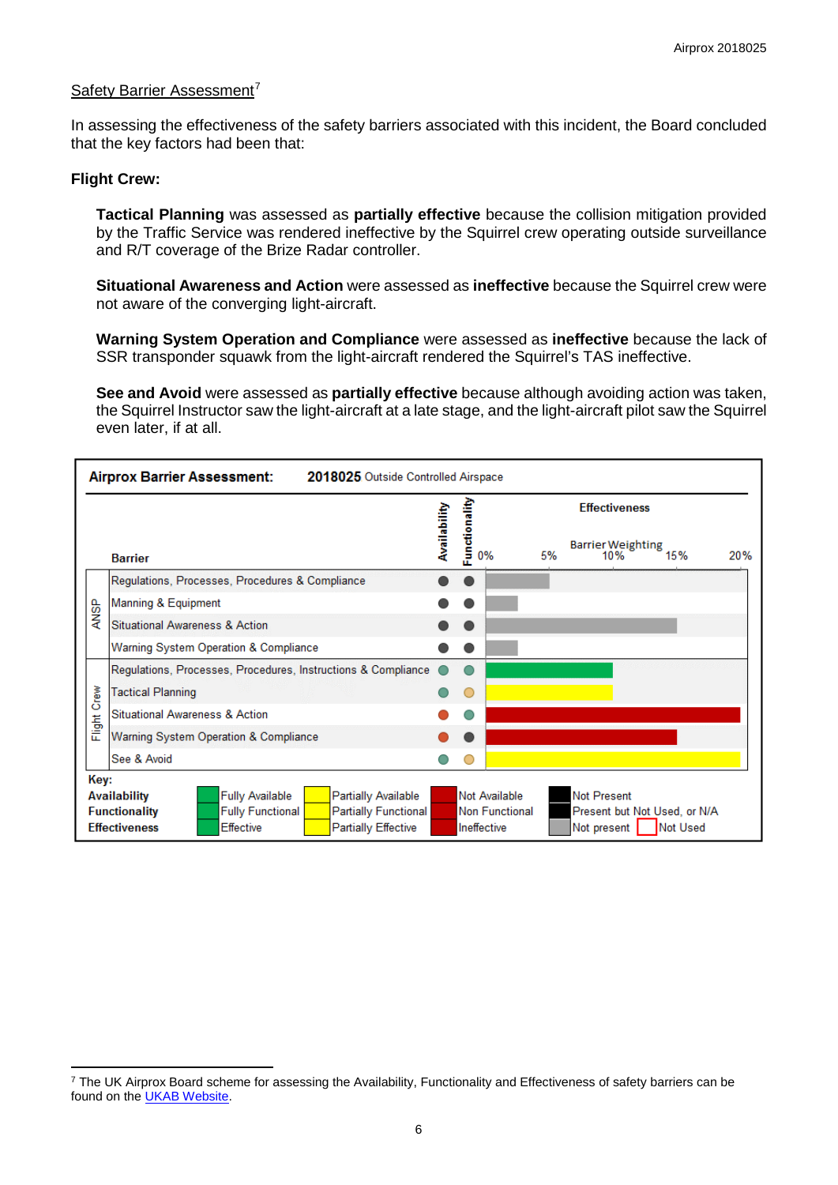<u>Safety Barrier Assessment</u>[7]

In assessing the effectiveness of the safety barriers associated with this incident, the Board concluded that the key factors had been that:

**Flight Crew:**

**Tactical Planning** was assessed as **partially effective** because the collision mitigation provided by the Traffic Service was rendered ineffective by the Squirrel crew operating outside surveillance and R/T coverage of the Brize Radar controller.

**Situational Awareness and Action** were assessed as **ineffective** because the Squirrel crew were not aware of the converging light-aircraft.

**Warning System Operation and Compliance** were assessed as **ineffective** because the lack of SSR transponder squawk from the light-aircraft rendered the Squirrel's TAS ineffective.

**See and Avoid** were assessed as **partially effective** because although avoiding action was taken, the Squirrel Instructor saw the light-aircraft at a late stage, and the light-aircraft pilot saw the Squirrel even later, if at all.

**Airprox Barrier Assessment:** **2018025** Outside Controlled Airspace

Barrier

Availability

Functionality

Effectiveness

Barrier Weighting

0% 5% 10% 15% 20%

ANSP

Regulations, Processes, Procedures & Compliance

Manning & Equipment

Situational Awareness & Action

Warning System Operation & Compliance

Flight Crew

Regulations, Processes, Procedures, Instructions & Compliance

Tactical Planning

Situational Awareness & Action

Warning System Operation & Compliance

See & Avoid

Key:

Availability: Fully Available, Partially Available, Not Available, Not Present

Functionality: Fully Functional, Partially Functional, Non Functional, Present but Not Used, or N/A

Effectiveness: Effective, Partially Effective, Ineffective, Not present, Not Used

---

[7] The UK Airprox Board scheme for assessing the Availability, Functionality and Effectiveness of safety barriers can be found on the [UKAB Website](UKAB Website).